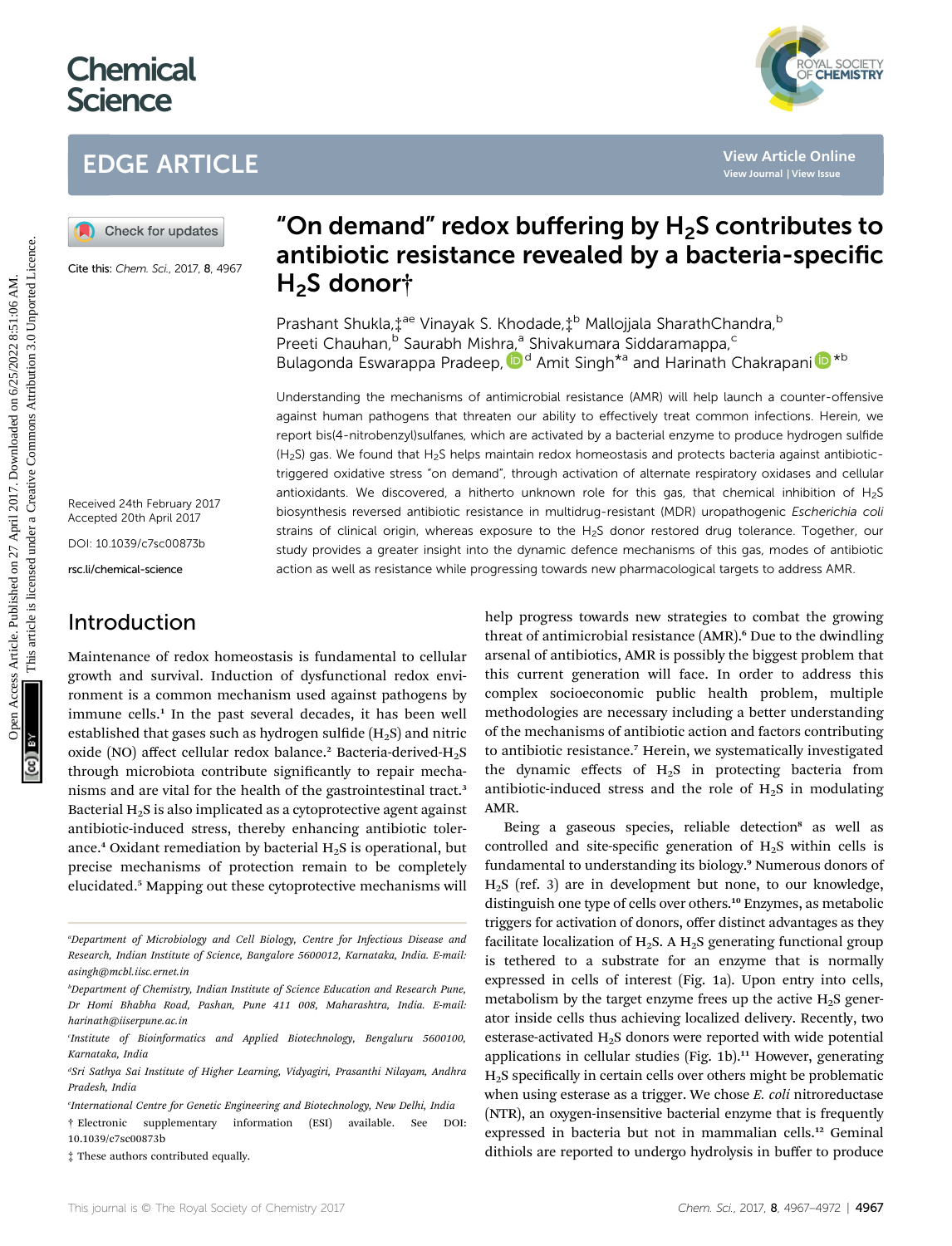# Chemical Science

## EDGE ARTICLE

Cite this: *Chem. Sci.*, 2017, **8**, 4967

# "On demand" redox buffering by $H_2S$ contributes to antibiotic resistance revealed by a bacteria-specific $H_2S$ donor†

Prashant Shukla,‡[ae] Vinayak S. Khodade,‡[b] Mallojjala SharathChandra,[b] Preeti Chauhan,[b] Saurabh Mishra,[a] Shivakumara Siddaramappa,[c] Bulagonda Eswarappa Pradeep,[d] Amit Singh*[a] and Harinath Chakrapani*[b]

Received 24th February 2017
Accepted 20th April 2017

DOI: 10.1039/c7sc00873b

rsc.li/chemical-science

Understanding the mechanisms of antimicrobial resistance (AMR) will help launch a counter-offensive against human pathogens that threaten our ability to effectively treat common infections. Herein, we report bis(4-nitrobenzyl)sulfanes, which are activated by a bacterial enzyme to produce hydrogen sulfide ($H_2S$) gas. We found that $H_2S$ helps maintain redox homeostasis and protects bacteria against antibiotic-triggered oxidative stress "on demand", through activation of alternate respiratory oxidases and cellular antioxidants. We discovered, a hitherto unknown role for this gas, that chemical inhibition of $H_2S$ biosynthesis reversed antibiotic resistance in multidrug-resistant (MDR) uropathogenic *Escherichia coli* strains of clinical origin, whereas exposure to the $H_2S$ donor restored drug tolerance. Together, our study provides a greater insight into the dynamic defence mechanisms of this gas, modes of antibiotic action as well as resistance while progressing towards new pharmacological targets to address AMR.

## Introduction

Maintenance of redox homeostasis is fundamental to cellular growth and survival. Induction of dysfunctional redox environment is a common mechanism used against pathogens by immune cells.[1] In the past several decades, it has been well established that gases such as hydrogen sulfide ($H_2S$) and nitric oxide (NO) affect cellular redox balance.[2] Bacteria-derived-$H_2S$ through microbiota contribute significantly to repair mechanisms and are vital for the health of the gastrointestinal tract.[3] Bacterial $H_2S$ is also implicated as a cytoprotective agent against antibiotic-induced stress, thereby enhancing antibiotic tolerance.[4] Oxidant remediation by bacterial $H_2S$ is operational, but precise mechanisms of protection remain to be completely elucidated.[5] Mapping out these cytoprotective mechanisms will help progress towards new strategies to combat the growing threat of antimicrobial resistance (AMR).[6] Due to the dwindling arsenal of antibiotics, AMR is possibly the biggest problem that this current generation will face. In order to address this complex socioeconomic public health problem, multiple methodologies are necessary including a better understanding of the mechanisms of antibiotic action and factors contributing to antibiotic resistance.[7] Herein, we systematically investigated the dynamic effects of $H_2S$ in protecting bacteria from antibiotic-induced stress and the role of $H_2S$ in modulating AMR.

Being a gaseous species, reliable detection[8] as well as controlled and site-specific generation of $H_2S$ within cells is fundamental to understanding its biology.[9] Numerous donors of $H_2S$ (ref. 3) are in development but none, to our knowledge, distinguish one type of cells over others.[10] Enzymes, as metabolic triggers for activation of donors, offer distinct advantages as they facilitate localization of $H_2S$. A $H_2S$ generating functional group is tethered to a substrate for an enzyme that is normally expressed in cells of interest (Fig. 1a). Upon entry into cells, metabolism by the target enzyme frees up the active $H_2S$ generator inside cells thus achieving localized delivery. Recently, two esterase-activated $H_2S$ donors were reported with wide potential applications in cellular studies (Fig. 1b).[11] However, generating $H_2S$ specifically in certain cells over others might be problematic when using esterase as a trigger. We chose *E. coli* nitroreductase (NTR), an oxygen-insensitive bacterial enzyme that is frequently expressed in bacteria but not in mammalian cells.[12] Geminal dithiols are reported to undergo hydrolysis in buffer to produce

---

[a] Department of Microbiology and Cell Biology, Centre for Infectious Disease and Research, Indian Institute of Science, Bangalore 5600012, Karnataka, India. E-mail: asingh@mcbl.iisc.ernet.in

[b] Department of Chemistry, Indian Institute of Science Education and Research Pune, Dr Homi Bhabha Road, Pashan, Pune 411 008, Maharashtra, India. E-mail: harinath@iiserpune.ac.in

[c] Institute of Bioinformatics and Applied Biotechnology, Bengaluru 5600100, Karnataka, India

[d] Sri Sathya Sai Institute of Higher Learning, Vidyagiri, Prasanthi Nilayam, Andhra Pradesh, India

[e] International Centre for Genetic Engineering and Biotechnology, New Delhi, India

† Electronic supplementary information (ESI) available. See DOI: 10.1039/c7sc00873b

‡ These authors contributed equally.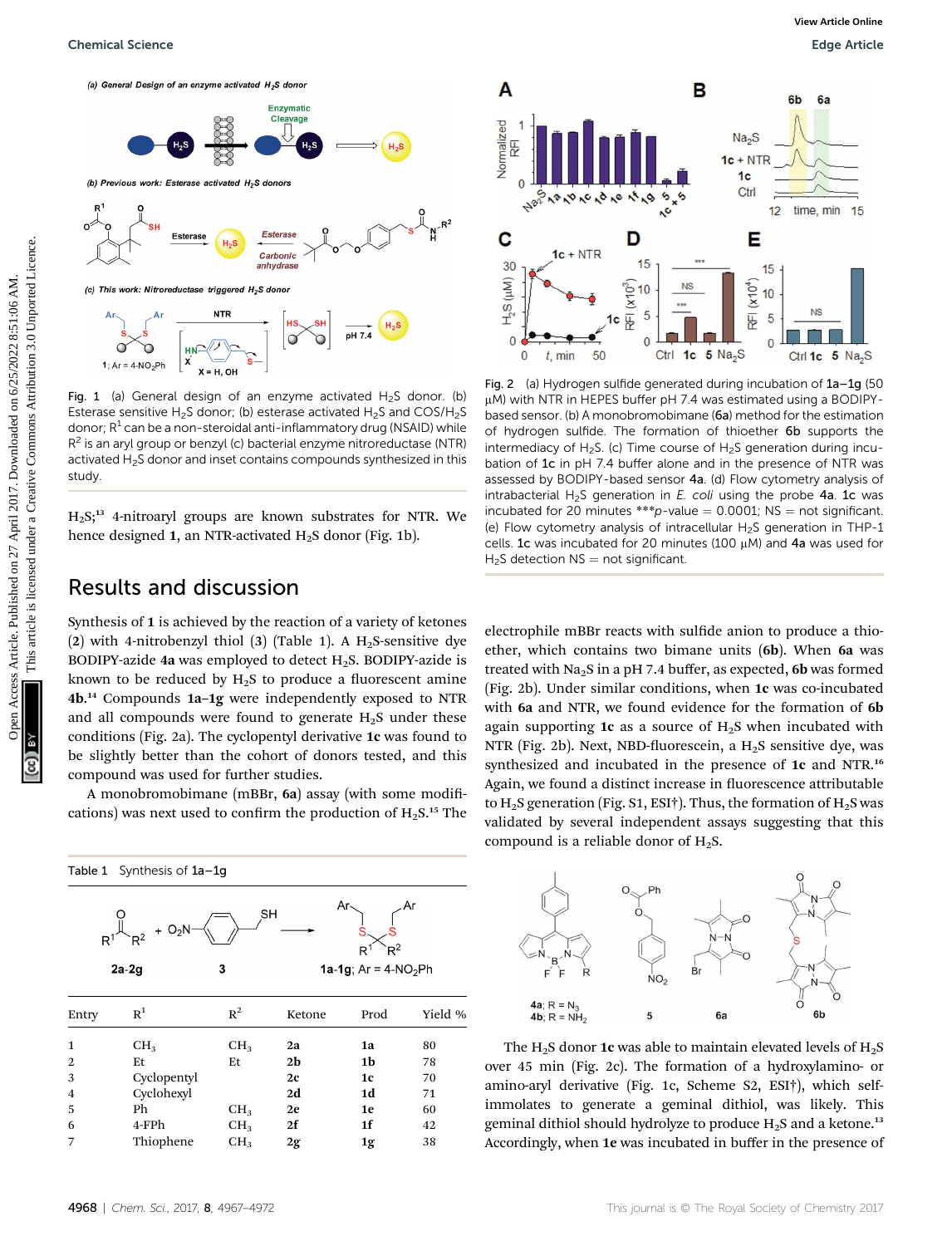Fig. 1 (a) General design of an enzyme activated $H_2S$ donor. (b) Esterase sensitive $H_2S$ donor; (b) esterase activated $H_2S$ and COS/$H_2S$ donor; $R^1$ can be a non-steroidal anti-inflammatory drug (NSAID) while $R^2$ is an aryl group or benzyl (c) bacterial enzyme nitroreductase (NTR) activated $H_2S$ donor and inset contains compounds synthesized in this study.

$H_2S$;[13] 4-nitroaryl groups are known substrates for NTR. We hence designed **1**, an NTR-activated $H_2S$ donor (Fig. 1b).

## Results and discussion

Synthesis of **1** is achieved by the reaction of a variety of ketones (**2**) with 4-nitrobenzyl thiol (**3**) (Table 1). A $H_2S$-sensitive dye BODIPY-azide **4a** was employed to detect $H_2S$. BODIPY-azide is known to be reduced by $H_2S$ to produce a fluorescent amine **4b**.[14] Compounds **1a–1g** were independently exposed to NTR and all compounds were found to generate $H_2S$ under these conditions (Fig. 2a). The cyclopentyl derivative **1c** was found to be slightly better than the cohort of donors tested, and this compound was used for further studies.

A monobromobimane (mBBr, **6a**) assay (with some modifications) was next used to confirm the production of $H_2S$.[15] The electrophile mBBr reacts with sulfide anion to produce a thioether, which contains two bimane units (**6b**). When **6a** was treated with $Na_2S$ in a pH 7.4 buffer, as expected, **6b** was formed (Fig. 2b). Under similar conditions, when **1c** was co-incubated with **6a** and NTR, we found evidence for the formation of **6b** again supporting **1c** as a source of $H_2S$ when incubated with NTR (Fig. 2b). Next, NBD-fluorescein, a $H_2S$ sensitive dye, was synthesized and incubated in the presence of **1c** and NTR.[16] Again, we found a distinct increase in fluorescence attributable to $H_2S$ generation (Fig. S1, ESI†). Thus, the formation of $H_2S$ was validated by several independent assays suggesting that this compound is a reliable donor of $H_2S$.

Fig. 2 (a) Hydrogen sulfide generated during incubation of **1a–1g** (50 µM) with NTR in HEPES buffer pH 7.4 was estimated using a BODIPY-based sensor. (b) A monobromobimane (**6a**) method for the estimation of hydrogen sulfide. The formation of thioether **6b** supports the intermediacy of $H_2S$. (c) Time course of $H_2S$ generation during incubation of **1c** in pH 7.4 buffer alone and in the presence of NTR was assessed by BODIPY-based sensor **4a**. (d) Flow cytometry analysis of intrabacterial $H_2S$ generation in *E. coli* using the probe **4a**. **1c** was incubated for 20 minutes ***$p$-value = 0.0001; NS = not significant. (e) Flow cytometry analysis of intracellular $H_2S$ generation in THP-1 cells. **1c** was incubated for 20 minutes (100 µM) and **4a** was used for $H_2S$ detection NS = not significant.

Table 1 Synthesis of **1a–1g**

| Entry | $R^1$ | $R^2$ | Ketone | Prod | Yield % |
|---|---|---|---|---|---|
| 1 | $CH_3$ | $CH_3$ | **2a** | **1a** | 80 |
| 2 | Et | Et | **2b** | **1b** | 78 |
| 3 | Cyclopentyl | | **2c** | **1c** | 70 |
| 4 | Cyclohexyl | | **2d** | **1d** | 71 |
| 5 | Ph | $CH_3$ | **2e** | **1e** | 60 |
| 6 | 4-FPh | $CH_3$ | **2f** | **1f** | 42 |
| 7 | Thiophene | $CH_3$ | **2g** | **1g** | 38 |

The $H_2S$ donor **1c** was able to maintain elevated levels of $H_2S$ over 45 min (Fig. 2c). The formation of a hydroxylamino- or amino-aryl derivative (Fig. 1c, Scheme S2, ESI†), which self-immolates to generate a geminal dithiol, was likely. This geminal dithiol should hydrolyze to produce $H_2S$ and a ketone.[13] Accordingly, when **1e** was incubated in buffer in the presence of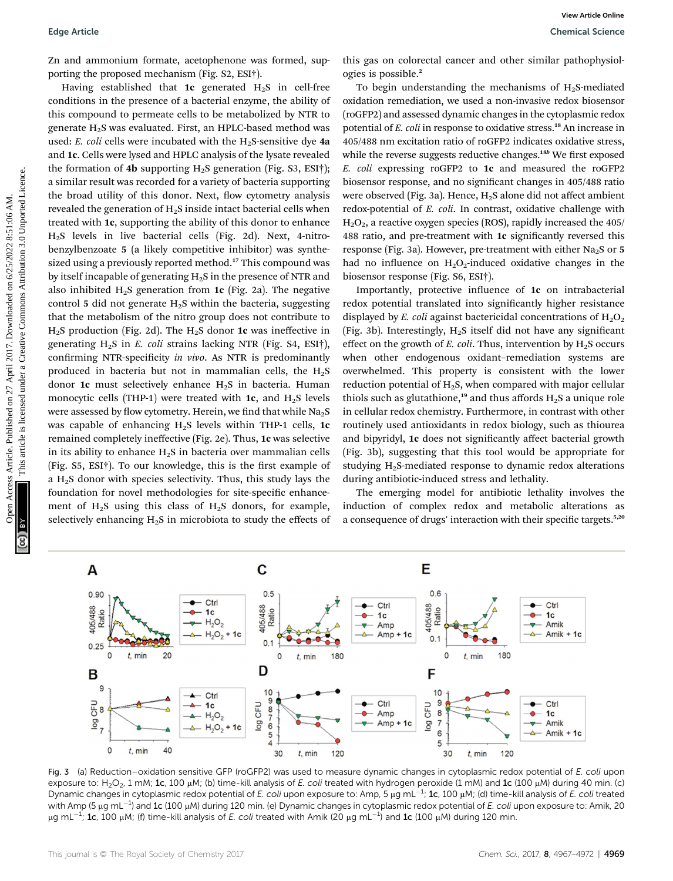Zn and ammonium formate, acetophenone was formed, supporting the proposed mechanism (Fig. S2, ESI†).

Having established that **1c** generated $H_2S$ in cell-free conditions in the presence of a bacterial enzyme, the ability of this compound to permeate cells to be metabolized by NTR to generate $H_2S$ was evaluated. First, an HPLC-based method was used: *E. coli* cells were incubated with the $H_2S$-sensitive dye **4a** and **1c**. Cells were lysed and HPLC analysis of the lysate revealed the formation of **4b** supporting $H_2S$ generation (Fig. S3, ESI†); a similar result was recorded for a variety of bacteria supporting the broad utility of this donor. Next, flow cytometry analysis revealed the generation of $H_2S$ inside intact bacterial cells when treated with **1c**, supporting the ability of this donor to enhance $H_2S$ levels in live bacterial cells (Fig. 2d). Next, 4-nitrobenzylbenzoate **5** (a likely competitive inhibitor) was synthesized using a previously reported method.[17] This compound was by itself incapable of generating $H_2S$ in the presence of NTR and also inhibited $H_2S$ generation from **1c** (Fig. 2a). The negative control **5** did not generate $H_2S$ within the bacteria, suggesting that the metabolism of the nitro group does not contribute to $H_2S$ production (Fig. 2d). The $H_2S$ donor **1c** was ineffective in generating $H_2S$ in *E. coli* strains lacking NTR (Fig. S4, ESI†), confirming NTR-specificity *in vivo*. As NTR is predominantly produced in bacteria but not in mammalian cells, the $H_2S$ donor **1c** must selectively enhance $H_2S$ in bacteria. Human monocytic cells (THP-1) were treated with **1c**, and $H_2S$ levels were assessed by flow cytometry. Herein, we find that while $Na_2S$ was capable of enhancing $H_2S$ levels within THP-1 cells, **1c** remained completely ineffective (Fig. 2e). Thus, **1c** was selective in its ability to enhance $H_2S$ in bacteria over mammalian cells (Fig. S5, ESI†). To our knowledge, this is the first example of a $H_2S$ donor with species selectivity. Thus, this study lays the foundation for novel methodologies for site-specific enhancement of $H_2S$ using this class of $H_2S$ donors, for example, selectively enhancing $H_2S$ in microbiota to study the effects of this gas on colorectal cancer and other similar pathophysiologies is possible.[2]

To begin understanding the mechanisms of $H_2S$-mediated oxidation remediation, we used a non-invasive redox biosensor (roGFP2) and assessed dynamic changes in the cytoplasmic redox potential of *E. coli* in response to oxidative stress.[18] An increase in 405/488 nm excitation ratio of roGFP2 indicates oxidative stress, while the reverse suggests reductive changes.[18b] We first exposed *E. coli* expressing roGFP2 to **1c** and measured the roGFP2 biosensor response, and no significant changes in 405/488 ratio were observed (Fig. 3a). Hence, $H_2S$ alone did not affect ambient redox-potential of *E. coli*. In contrast, oxidative challenge with $H_2O_2$, a reactive oxygen species (ROS), rapidly increased the 405/488 ratio, and pre-treatment with **1c** significantly reversed this response (Fig. 3a). However, pre-treatment with either $Na_2S$ or **5** had no influence on $H_2O_2$-induced oxidative changes in the biosensor response (Fig. S6, ESI†).

Importantly, protective influence of **1c** on intrabacterial redox potential translated into significantly higher resistance displayed by *E. coli* against bactericidal concentrations of $H_2O_2$ (Fig. 3b). Interestingly, $H_2S$ itself did not have any significant effect on the growth of *E. coli*. Thus, intervention by $H_2S$ occurs when other endogenous oxidant–remediation systems are overwhelmed. This property is consistent with the lower reduction potential of $H_2S$, when compared with major cellular thiols such as glutathione,[19] and thus affords $H_2S$ a unique role in cellular redox chemistry. Furthermore, in contrast with other routinely used antioxidants in redox biology, such as thiourea and bipyridyl, **1c** does not significantly affect bacterial growth (Fig. 3b), suggesting that this tool would be appropriate for studying $H_2S$-mediated response to dynamic redox alterations during antibiotic-induced stress and lethality.

The emerging model for antibiotic lethality involves the induction of complex redox and metabolic alterations as a consequence of drugs' interaction with their specific targets.[5,20]

Fig. 3 (a) Reduction–oxidation sensitive GFP (roGFP2) was used to measure dynamic changes in cytoplasmic redox potential of *E. coli* upon exposure to: $H_2O_2$, 1 mM; **1c**, 100 μM; (b) time-kill analysis of *E. coli* treated with hydrogen peroxide (1 mM) and **1c** (100 μM) during 40 min. (c) Dynamic changes in cytoplasmic redox potential of *E. coli* upon exposure to: Amp, 5 μg mL$^{-1}$; **1c**, 100 μM; (d) time-kill analysis of *E. coli* treated with Amp (5 μg mL$^{-1}$) and **1c** (100 μM) during 120 min. (e) Dynamic changes in cytoplasmic redox potential of *E. coli* upon exposure to: Amik, 20 μg mL$^{-1}$; **1c**, 100 μM; (f) time-kill analysis of *E. coli* treated with Amik (20 μg mL$^{-1}$) and **1c** (100 μM) during 120 min.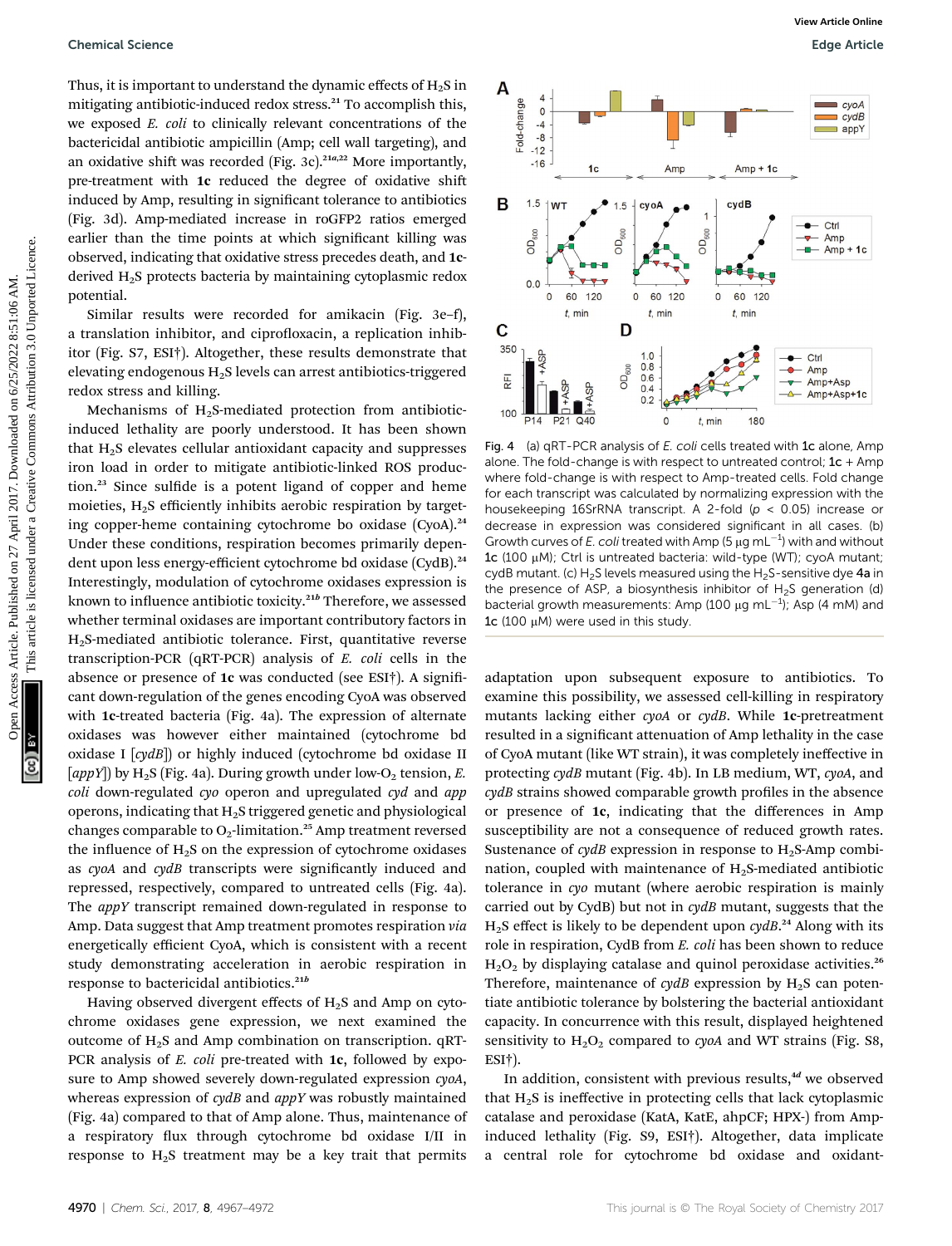Thus, it is important to understand the dynamic effects of $H_2S$ in mitigating antibiotic-induced redox stress.[21] To accomplish this, we exposed *E. coli* to clinically relevant concentrations of the bactericidal antibiotic ampicillin (Amp; cell wall targeting), and an oxidative shift was recorded (Fig. 3c).[21a,22] More importantly, pre-treatment with **1c** reduced the degree of oxidative shift induced by Amp, resulting in significant tolerance to antibiotics (Fig. 3d). Amp-mediated increase in roGFP2 ratios emerged earlier than the time points at which significant killing was observed, indicating that oxidative stress precedes death, and **1c**-derived $H_2S$ protects bacteria by maintaining cytoplasmic redox potential.

Similar results were recorded for amikacin (Fig. 3e–f), a translation inhibitor, and ciprofloxacin, a replication inhibitor (Fig. S7, ESI†). Altogether, these results demonstrate that elevating endogenous $H_2S$ levels can arrest antibiotics-triggered redox stress and killing.

Mechanisms of $H_2S$-mediated protection from antibiotic-induced lethality are poorly understood. It has been shown that $H_2S$ elevates cellular antioxidant capacity and suppresses iron load in order to mitigate antibiotic-linked ROS production.[23] Since sulfide is a potent ligand of copper and heme moieties, $H_2S$ efficiently inhibits aerobic respiration by targeting copper-heme containing cytochrome bo oxidase (CyoA).[24] Under these conditions, respiration becomes primarily dependent upon less energy-efficient cytochrome bd oxidase (CydB).[24] Interestingly, modulation of cytochrome oxidases expression is known to influence antibiotic toxicity.[21b] Therefore, we assessed whether terminal oxidases are important contributory factors in $H_2S$-mediated antibiotic tolerance. First, quantitative reverse transcription-PCR (qRT-PCR) analysis of *E. coli* cells in the absence or presence of **1c** was conducted (see ESI†). A significant down-regulation of the genes encoding CyoA was observed with **1c**-treated bacteria (Fig. 4a). The expression of alternate oxidases was however either maintained (cytochrome bd oxidase I [*cydB*]) or highly induced (cytochrome bd oxidase II [*appY*]) by $H_2S$ (Fig. 4a). During growth under low-$O_2$ tension, *E. coli* down-regulated *cyo* operon and upregulated *cyd* and *app* operons, indicating that $H_2S$ triggered genetic and physiological changes comparable to $O_2$-limitation.[25] Amp treatment reversed the influence of $H_2S$ on the expression of cytochrome oxidases as *cyoA* and *cydB* transcripts were significantly induced and repressed, respectively, compared to untreated cells (Fig. 4a). The *appY* transcript remained down-regulated in response to Amp. Data suggest that Amp treatment promotes respiration *via* energetically efficient CyoA, which is consistent with a recent study demonstrating acceleration in aerobic respiration in response to bactericidal antibiotics.[21b]

Having observed divergent effects of $H_2S$ and Amp on cytochrome oxidases gene expression, we next examined the outcome of $H_2S$ and Amp combination on transcription. qRT-PCR analysis of *E. coli* pre-treated with **1c**, followed by exposure to Amp showed severely down-regulated expression *cyoA*, whereas expression of *cydB* and *appY* was robustly maintained (Fig. 4a) compared to that of Amp alone. Thus, maintenance of a respiratory flux through cytochrome bd oxidase I/II in response to $H_2S$ treatment may be a key trait that permits adaptation upon subsequent exposure to antibiotics. To examine this possibility, we assessed cell-killing in respiratory mutants lacking either *cyoA* or *cydB*. While **1c**-pretreatment resulted in a significant attenuation of Amp lethality in the case of CyoA mutant (like WT strain), it was completely ineffective in protecting *cydB* mutant (Fig. 4b). In LB medium, WT, *cyoA*, and *cydB* strains showed comparable growth profiles in the absence or presence of **1c**, indicating that the differences in Amp susceptibility are not a consequence of reduced growth rates. Sustenance of *cydB* expression in response to $H_2S$-Amp combination, coupled with maintenance of $H_2S$-mediated antibiotic tolerance in *cyo* mutant (where aerobic respiration is mainly carried out by CydB) but not in *cydB* mutant, suggests that the $H_2S$ effect is likely to be dependent upon *cydB*.[24] Along with its role in respiration, CydB from *E. coli* has been shown to reduce $H_2O_2$ by displaying catalase and quinol peroxidase activities.[26] Therefore, maintenance of *cydB* expression by $H_2S$ can potentiate antibiotic tolerance by bolstering the bacterial antioxidant capacity. In concurrence with this result, displayed heightened sensitivity to $H_2O_2$ compared to *cyoA* and WT strains (Fig. S8, ESI†).

Fig. 4 (a) qRT-PCR analysis of *E. coli* cells treated with **1c** alone, Amp alone. The fold-change is with respect to untreated control; **1c** + Amp where fold-change is with respect to Amp-treated cells. Fold change for each transcript was calculated by normalizing expression with the housekeeping 16SrRNA transcript. A 2-fold ($p < 0.05$) increase or decrease in expression was considered significant in all cases. (b) Growth curves of *E. coli* treated with Amp (5 μg mL$^{-1}$) with and without **1c** (100 μM); Ctrl is untreated bacteria: wild-type (WT); cyoA mutant; cydB mutant. (c) $H_2S$ levels measured using the $H_2S$-sensitive dye **4a** in the presence of ASP, a biosynthesis inhibitor of $H_2S$ generation (d) bacterial growth measurements: Amp (100 μg mL$^{-1}$); Asp (4 mM) and **1c** (100 μM) were used in this study.

In addition, consistent with previous results,[4d] we observed that $H_2S$ is ineffective in protecting cells that lack cytoplasmic catalase and peroxidase (KatA, KatE, ahpCF; HPX-) from Amp-induced lethality (Fig. S9, ESI†). Altogether, data implicate a central role for cytochrome bd oxidase and oxidant-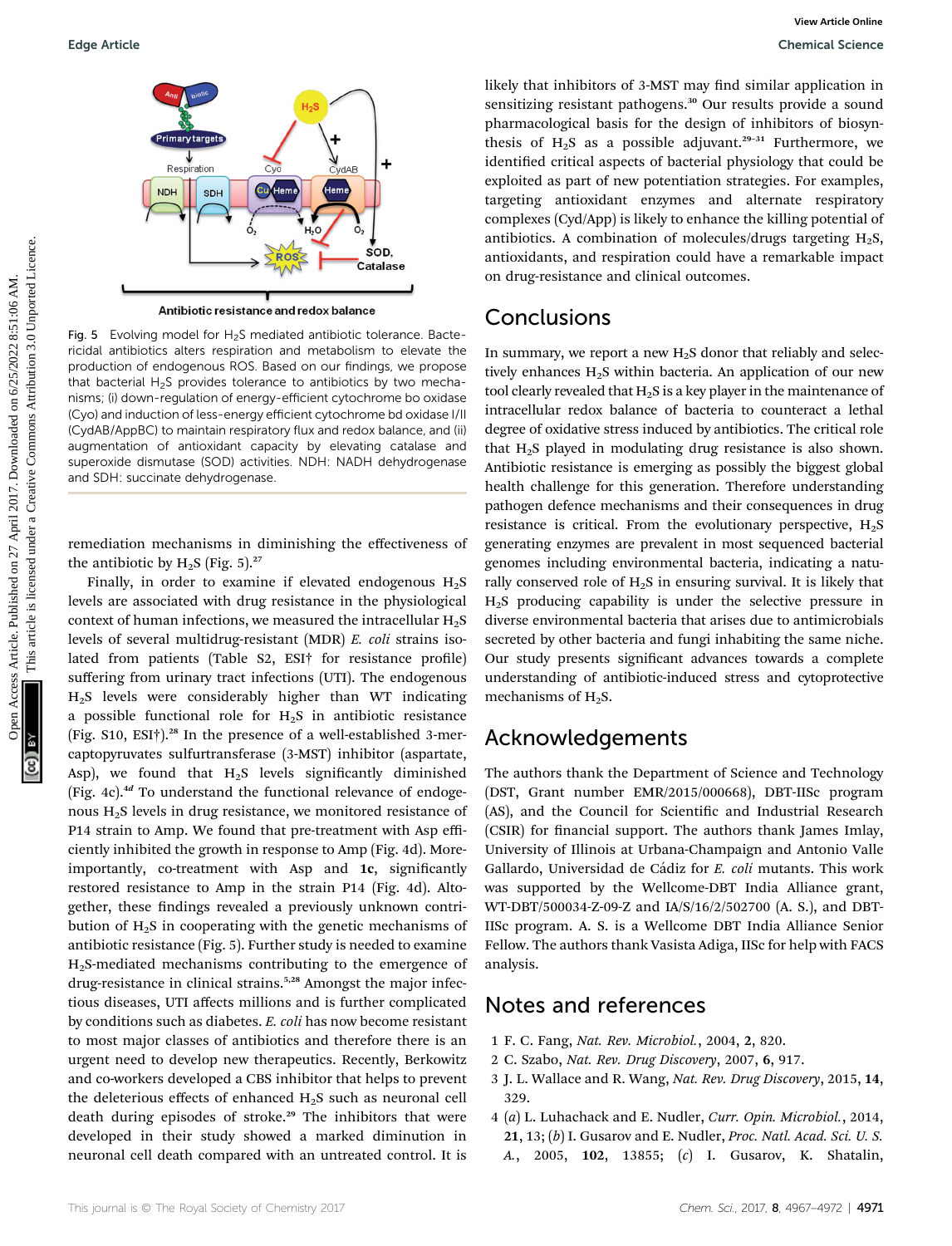Fig. 5 Evolving model for $H_2S$ mediated antibiotic tolerance. Bactericidal antibiotics alters respiration and metabolism to elevate the production of endogenous ROS. Based on our findings, we propose that bacterial $H_2S$ provides tolerance to antibiotics by two mechanisms; (i) down-regulation of energy-efficient cytochrome bo oxidase (Cyo) and induction of less-energy efficient cytochrome bd oxidase I/II (CydAB/AppBC) to maintain respiratory flux and redox balance, and (ii) augmentation of antioxidant capacity by elevating catalase and superoxide dismutase (SOD) activities. NDH: NADH dehydrogenase and SDH: succinate dehydrogenase.

remediation mechanisms in diminishing the effectiveness of the antibiotic by $H_2S$ (Fig. 5).[27]

Finally, in order to examine if elevated endogenous $H_2S$ levels are associated with drug resistance in the physiological context of human infections, we measured the intracellular $H_2S$ levels of several multidrug-resistant (MDR) *E. coli* strains isolated from patients (Table S2, ESI† for resistance profile) suffering from urinary tract infections (UTI). The endogenous $H_2S$ levels were considerably higher than WT indicating a possible functional role for $H_2S$ in antibiotic resistance (Fig. S10, ESI†).[28] In the presence of a well-established 3-mercaptopyruvates sulfurtransferase (3-MST) inhibitor (aspartate, Asp), we found that $H_2S$ levels significantly diminished (Fig. 4c).[4d] To understand the functional relevance of endogenous $H_2S$ levels in drug resistance, we monitored resistance of P14 strain to Amp. We found that pre-treatment with Asp efficiently inhibited the growth in response to Amp (Fig. 4d). More importantly, co-treatment with Asp and **1c**, significantly restored resistance to Amp in the strain P14 (Fig. 4d). Altogether, these findings revealed a previously unknown contribution of $H_2S$ in cooperating with the genetic mechanisms of antibiotic resistance (Fig. 5). Further study is needed to examine $H_2S$-mediated mechanisms contributing to the emergence of drug-resistance in clinical strains.[5,28] Amongst the major infectious diseases, UTI affects millions and is further complicated by conditions such as diabetes. *E. coli* has now become resistant to most major classes of antibiotics and therefore there is an urgent need to develop new therapeutics. Recently, Berkowitz and co-workers developed a CBS inhibitor that helps to prevent the deleterious effects of enhanced $H_2S$ such as neuronal cell death during episodes of stroke.[29] The inhibitors that were developed in their study showed a marked diminution in neuronal cell death compared with an untreated control. It is likely that inhibitors of 3-MST may find similar application in sensitizing resistant pathogens.[30] Our results provide a sound pharmacological basis for the design of inhibitors of biosynthesis of $H_2S$ as a possible adjuvant.[29–31] Furthermore, we identified critical aspects of bacterial physiology that could be exploited as part of new potentiation strategies. For examples, targeting antioxidant enzymes and alternate respiratory complexes (Cyd/App) is likely to enhance the killing potential of antibiotics. A combination of molecules/drugs targeting $H_2S$, antioxidants, and respiration could have a remarkable impact on drug-resistance and clinical outcomes.

## Conclusions

In summary, we report a new $H_2S$ donor that reliably and selectively enhances $H_2S$ within bacteria. An application of our new tool clearly revealed that $H_2S$ is a key player in the maintenance of intracellular redox balance of bacteria to counteract a lethal degree of oxidative stress induced by antibiotics. The critical role that $H_2S$ played in modulating drug resistance is also shown. Antibiotic resistance is emerging as possibly the biggest global health challenge for this generation. Therefore understanding pathogen defence mechanisms and their consequences in drug resistance is critical. From the evolutionary perspective, $H_2S$ generating enzymes are prevalent in most sequenced bacterial genomes including environmental bacteria, indicating a naturally conserved role of $H_2S$ in ensuring survival. It is likely that $H_2S$ producing capability is under the selective pressure in diverse environmental bacteria that arises due to antimicrobials secreted by other bacteria and fungi inhabiting the same niche. Our study presents significant advances towards a complete understanding of antibiotic-induced stress and cytoprotective mechanisms of $H_2S$.

## Acknowledgements

The authors thank the Department of Science and Technology (DST, Grant number EMR/2015/000668), DBT-IISc program (AS), and the Council for Scientific and Industrial Research (CSIR) for financial support. The authors thank James Imlay, University of Illinois at Urbana-Champaign and Antonio Valle Gallardo, Universidad de Cádiz for *E. coli* mutants. This work was supported by the Wellcome-DBT India Alliance grant, WT-DBT/500034-Z-09-Z and IA/S/16/2/502700 (A. S.), and DBT-IISc program. A. S. is a Wellcome DBT India Alliance Senior Fellow. The authors thank Vasista Adiga, IISc for help with FACS analysis.

## Notes and references

1 F. C. Fang, *Nat. Rev. Microbiol.*, 2004, **2**, 820.

2 C. Szabo, *Nat. Rev. Drug Discovery*, 2007, **6**, 917.

3 J. L. Wallace and R. Wang, *Nat. Rev. Drug Discovery*, 2015, **14**, 329.

4 (*a*) L. Luhachack and E. Nudler, *Curr. Opin. Microbiol.*, 2014, **21**, 13; (*b*) I. Gusarov and E. Nudler, *Proc. Natl. Acad. Sci. U. S. A.*, 2005, **102**, 13855; (*c*) I. Gusarov, K. Shatalin,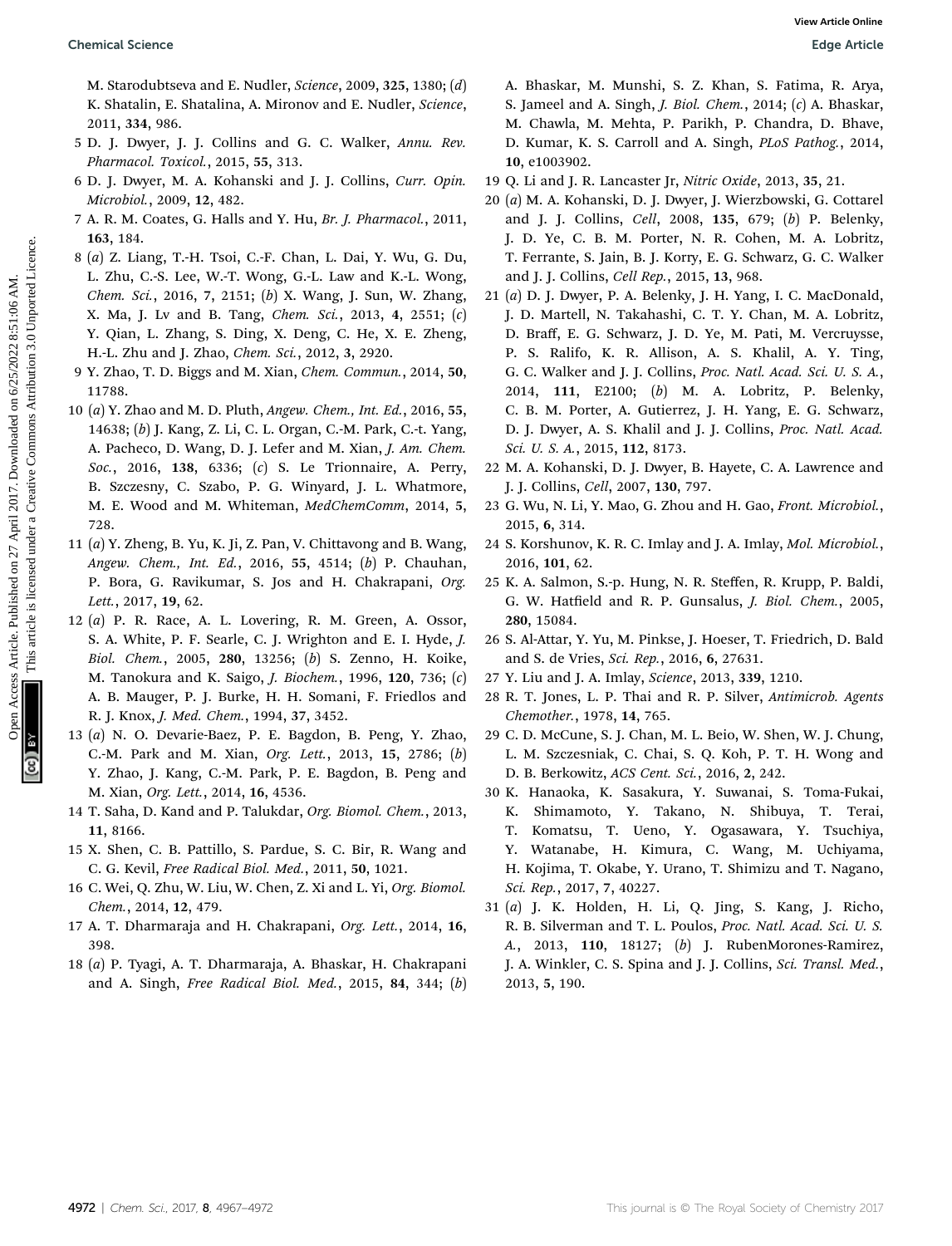M. Starodubtseva and E. Nudler, *Science*, 2009, **325**, 1380; (*d*) K. Shatalin, E. Shatalina, A. Mironov and E. Nudler, *Science*, 2011, **334**, 986.

5 D. J. Dwyer, J. J. Collins and G. C. Walker, *Annu. Rev. Pharmacol. Toxicol.*, 2015, **55**, 313.

6 D. J. Dwyer, M. A. Kohanski and J. J. Collins, *Curr. Opin. Microbiol.*, 2009, **12**, 482.

7 A. R. M. Coates, G. Halls and Y. Hu, *Br. J. Pharmacol.*, 2011, **163**, 184.

8 (*a*) Z. Liang, T.-H. Tsoi, C.-F. Chan, L. Dai, Y. Wu, G. Du, L. Zhu, C.-S. Lee, W.-T. Wong, G.-L. Law and K.-L. Wong, *Chem. Sci.*, 2016, **7**, 2151; (*b*) X. Wang, J. Sun, W. Zhang, X. Ma, J. Lv and B. Tang, *Chem. Sci.*, 2013, **4**, 2551; (*c*) Y. Qian, L. Zhang, S. Ding, X. Deng, C. He, X. E. Zheng, H.-L. Zhu and J. Zhao, *Chem. Sci.*, 2012, **3**, 2920.

9 Y. Zhao, T. D. Biggs and M. Xian, *Chem. Commun.*, 2014, **50**, 11788.

10 (*a*) Y. Zhao and M. D. Pluth, *Angew. Chem., Int. Ed.*, 2016, **55**, 14638; (*b*) J. Kang, Z. Li, C. L. Organ, C.-M. Park, C.-t. Yang, A. Pacheco, D. Wang, D. J. Lefer and M. Xian, *J. Am. Chem. Soc.*, 2016, **138**, 6336; (*c*) S. Le Trionnaire, A. Perry, B. Szczesny, C. Szabo, P. G. Winyard, J. L. Whatmore, M. E. Wood and M. Whiteman, *MedChemComm*, 2014, **5**, 728.

11 (*a*) Y. Zheng, B. Yu, K. Ji, Z. Pan, V. Chittavong and B. Wang, *Angew. Chem., Int. Ed.*, 2016, **55**, 4514; (*b*) P. Chauhan, P. Bora, G. Ravikumar, S. Jos and H. Chakrapani, *Org. Lett.*, 2017, **19**, 62.

12 (*a*) P. R. Race, A. L. Lovering, R. M. Green, A. Ossor, S. A. White, P. F. Searle, C. J. Wrighton and E. I. Hyde, *J. Biol. Chem.*, 2005, **280**, 13256; (*b*) S. Zenno, H. Koike, M. Tanokura and K. Saigo, *J. Biochem.*, 1996, **120**, 736; (*c*) A. B. Mauger, P. J. Burke, H. H. Somani, F. Friedlos and R. J. Knox, *J. Med. Chem.*, 1994, **37**, 3452.

13 (*a*) N. O. Devarie-Baez, P. E. Bagdon, B. Peng, Y. Zhao, C.-M. Park and M. Xian, *Org. Lett.*, 2013, **15**, 2786; (*b*) Y. Zhao, J. Kang, C.-M. Park, P. E. Bagdon, B. Peng and M. Xian, *Org. Lett.*, 2014, **16**, 4536.

14 T. Saha, D. Kand and P. Talukdar, *Org. Biomol. Chem.*, 2013, **11**, 8166.

15 X. Shen, C. B. Pattillo, S. Pardue, S. C. Bir, R. Wang and C. G. Kevil, *Free Radical Biol. Med.*, 2011, **50**, 1021.

16 C. Wei, Q. Zhu, W. Liu, W. Chen, Z. Xi and L. Yi, *Org. Biomol. Chem.*, 2014, **12**, 479.

17 A. T. Dharmaraja and H. Chakrapani, *Org. Lett.*, 2014, **16**, 398.

18 (*a*) P. Tyagi, A. T. Dharmaraja, A. Bhaskar, H. Chakrapani and A. Singh, *Free Radical Biol. Med.*, 2015, **84**, 344; (*b*) A. Bhaskar, M. Munshi, S. Z. Khan, S. Fatima, R. Arya, S. Jameel and A. Singh, *J. Biol. Chem.*, 2014; (*c*) A. Bhaskar, M. Chawla, M. Mehta, P. Parikh, P. Chandra, D. Bhave, D. Kumar, K. S. Carroll and A. Singh, *PLoS Pathog.*, 2014, **10**, e1003902.

19 Q. Li and J. R. Lancaster Jr, *Nitric Oxide*, 2013, **35**, 21.

20 (*a*) M. A. Kohanski, D. J. Dwyer, J. Wierzbowski, G. Cottarel and J. J. Collins, *Cell*, 2008, **135**, 679; (*b*) P. Belenky, J. D. Ye, C. B. M. Porter, N. R. Cohen, M. A. Lobritz, T. Ferrante, S. Jain, B. J. Korry, E. G. Schwarz, G. C. Walker and J. J. Collins, *Cell Rep.*, 2015, **13**, 968.

21 (*a*) D. J. Dwyer, P. A. Belenky, J. H. Yang, I. C. MacDonald, J. D. Martell, N. Takahashi, C. T. Y. Chan, M. A. Lobritz, D. Braff, E. G. Schwarz, J. D. Ye, M. Pati, M. Vercruysse, P. S. Ralifo, K. R. Allison, A. S. Khalil, A. Y. Ting, G. C. Walker and J. J. Collins, *Proc. Natl. Acad. Sci. U. S. A.*, 2014, **111**, E2100; (*b*) M. A. Lobritz, P. Belenky, C. B. M. Porter, A. Gutierrez, J. H. Yang, E. G. Schwarz, D. J. Dwyer, A. S. Khalil and J. J. Collins, *Proc. Natl. Acad. Sci. U. S. A.*, 2015, **112**, 8173.

22 M. A. Kohanski, D. J. Dwyer, B. Hayete, C. A. Lawrence and J. J. Collins, *Cell*, 2007, **130**, 797.

23 G. Wu, N. Li, Y. Mao, G. Zhou and H. Gao, *Front. Microbiol.*, 2015, **6**, 314.

24 S. Korshunov, K. R. C. Imlay and J. A. Imlay, *Mol. Microbiol.*, 2016, **101**, 62.

25 K. A. Salmon, S.-p. Hung, N. R. Steffen, R. Krupp, P. Baldi, G. W. Hatfield and R. P. Gunsalus, *J. Biol. Chem.*, 2005, **280**, 15084.

26 S. Al-Attar, Y. Yu, M. Pinkse, J. Hoeser, T. Friedrich, D. Bald and S. de Vries, *Sci. Rep.*, 2016, **6**, 27631.

27 Y. Liu and J. A. Imlay, *Science*, 2013, **339**, 1210.

28 R. T. Jones, L. P. Thai and R. P. Silver, *Antimicrob. Agents Chemother.*, 1978, **14**, 765.

29 C. D. McCune, S. J. Chan, M. L. Beio, W. Shen, W. J. Chung, L. M. Szczesniak, C. Chai, S. Q. Koh, P. T. H. Wong and D. B. Berkowitz, *ACS Cent. Sci.*, 2016, **2**, 242.

30 K. Hanaoka, K. Sasakura, Y. Suwanai, S. Toma-Fukai, K. Shimamoto, Y. Takano, N. Shibuya, T. Terai, T. Komatsu, T. Ueno, Y. Ogasawara, Y. Tsuchiya, Y. Watanabe, H. Kimura, C. Wang, M. Uchiyama, H. Kojima, T. Okabe, Y. Urano, T. Shimizu and T. Nagano, *Sci. Rep.*, 2017, **7**, 40227.

31 (*a*) J. K. Holden, H. Li, Q. Jing, S. Kang, J. Richo, R. B. Silverman and T. L. Poulos, *Proc. Natl. Acad. Sci. U. S. A.*, 2013, **110**, 18127; (*b*) J. RubenMorones-Ramirez, J. A. Winkler, C. S. Spina and J. J. Collins, *Sci. Transl. Med.*, 2013, **5**, 190.